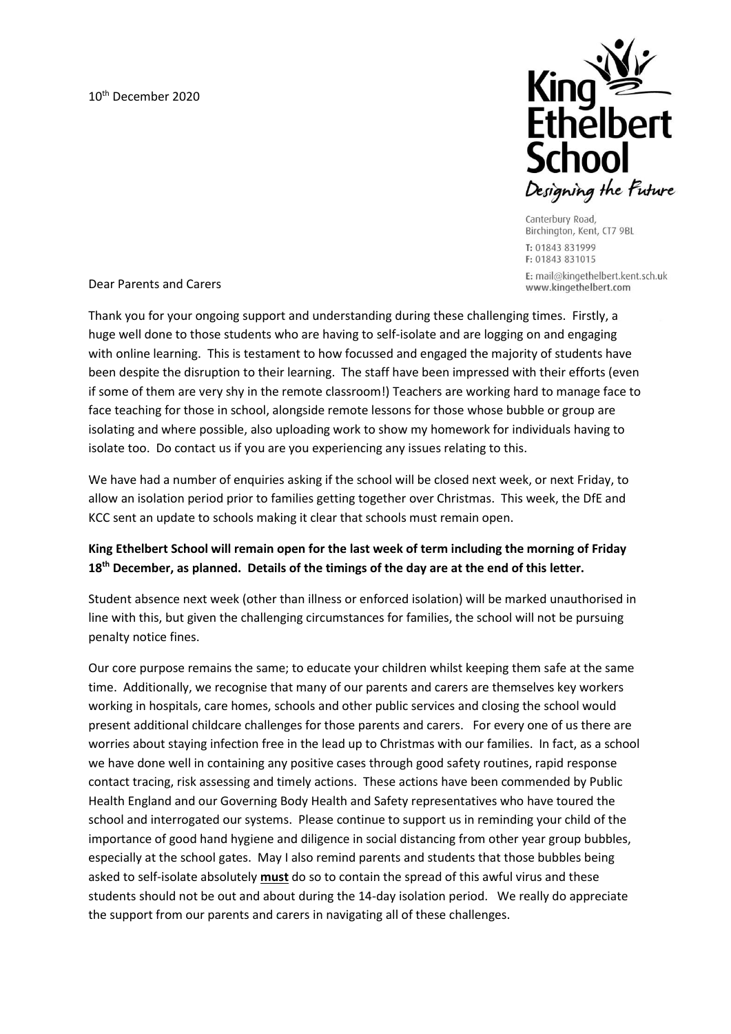10th December 2020

**King Ethelbert School**
*Designing the Future*

Canterbury Road,
Birchington, Kent, CT7 9BL
T: 01843 831999
F: 01843 831015
E: mail@kingethelbert.kent.sch.uk
www.kingethelbert.com

Dear Parents and Carers

Thank you for your ongoing support and understanding during these challenging times. Firstly, a huge well done to those students who are having to self-isolate and are logging on and engaging with online learning. This is testament to how focussed and engaged the majority of students have been despite the disruption to their learning. The staff have been impressed with their efforts (even if some of them are very shy in the remote classroom!) Teachers are working hard to manage face to face teaching for those in school, alongside remote lessons for those whose bubble or group are isolating and where possible, also uploading work to show my homework for individuals having to isolate too. Do contact us if you are you experiencing any issues relating to this.

We have had a number of enquiries asking if the school will be closed next week, or next Friday, to allow an isolation period prior to families getting together over Christmas. This week, the DfE and KCC sent an update to schools making it clear that schools must remain open.

**King Ethelbert School will remain open for the last week of term including the morning of Friday 18th December, as planned. Details of the timings of the day are at the end of this letter.**

Student absence next week (other than illness or enforced isolation) will be marked unauthorised in line with this, but given the challenging circumstances for families, the school will not be pursuing penalty notice fines.

Our core purpose remains the same; to educate your children whilst keeping them safe at the same time. Additionally, we recognise that many of our parents and carers are themselves key workers working in hospitals, care homes, schools and other public services and closing the school would present additional childcare challenges for those parents and carers. For every one of us there are worries about staying infection free in the lead up to Christmas with our families. In fact, as a school we have done well in containing any positive cases through good safety routines, rapid response contact tracing, risk assessing and timely actions. These actions have been commended by Public Health England and our Governing Body Health and Safety representatives who have toured the school and interrogated our systems. Please continue to support us in reminding your child of the importance of good hand hygiene and diligence in social distancing from other year group bubbles, especially at the school gates. May I also remind parents and students that those bubbles being asked to self-isolate absolutely **must** do so to contain the spread of this awful virus and these students should not be out and about during the 14-day isolation period. We really do appreciate the support from our parents and carers in navigating all of these challenges.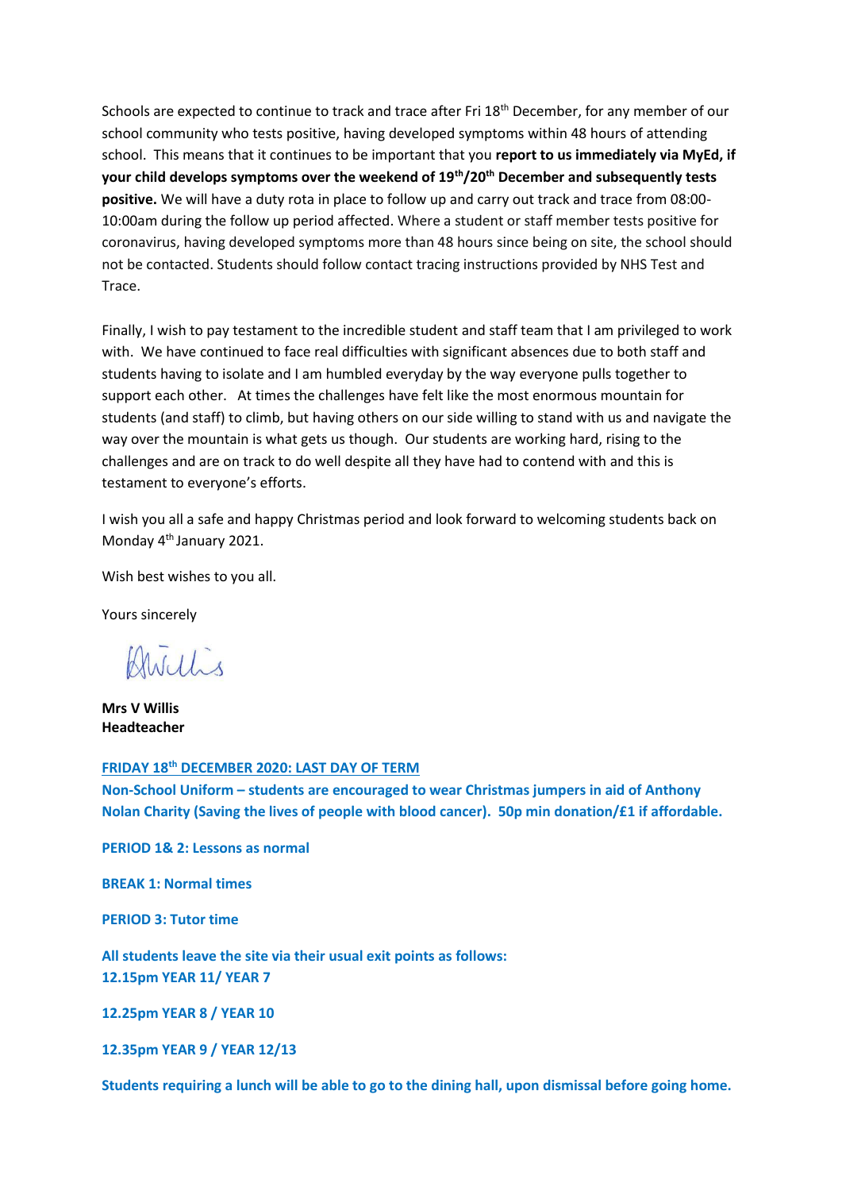Schools are expected to continue to track and trace after Fri 18th December, for any member of our school community who tests positive, having developed symptoms within 48 hours of attending school. This means that it continues to be important that you **report to us immediately via MyEd, if your child develops symptoms over the weekend of 19th/20th December and subsequently tests positive.** We will have a duty rota in place to follow up and carry out track and trace from 08:00-10:00am during the follow up period affected. Where a student or staff member tests positive for coronavirus, having developed symptoms more than 48 hours since being on site, the school should not be contacted. Students should follow contact tracing instructions provided by NHS Test and Trace.

Finally, I wish to pay testament to the incredible student and staff team that I am privileged to work with. We have continued to face real difficulties with significant absences due to both staff and students having to isolate and I am humbled everyday by the way everyone pulls together to support each other. At times the challenges have felt like the most enormous mountain for students (and staff) to climb, but having others on our side willing to stand with us and navigate the way over the mountain is what gets us though. Our students are working hard, rising to the challenges and are on track to do well despite all they have had to contend with and this is testament to everyone's efforts.

I wish you all a safe and happy Christmas period and look forward to welcoming students back on Monday 4th January 2021.

Wish best wishes to you all.

Yours sincerely

**Mrs V Willis**
**Headteacher**

**FRIDAY 18th DECEMBER 2020: LAST DAY OF TERM**

**Non-School Uniform – students are encouraged to wear Christmas jumpers in aid of Anthony Nolan Charity (Saving the lives of people with blood cancer). 50p min donation/£1 if affordable.**

**PERIOD 1& 2: Lessons as normal**

**BREAK 1: Normal times**

**PERIOD 3: Tutor time**

**All students leave the site via their usual exit points as follows:**
**12.15pm YEAR 11/ YEAR 7**

**12.25pm YEAR 8 / YEAR 10**

**12.35pm YEAR 9 / YEAR 12/13**

**Students requiring a lunch will be able to go to the dining hall, upon dismissal before going home.**